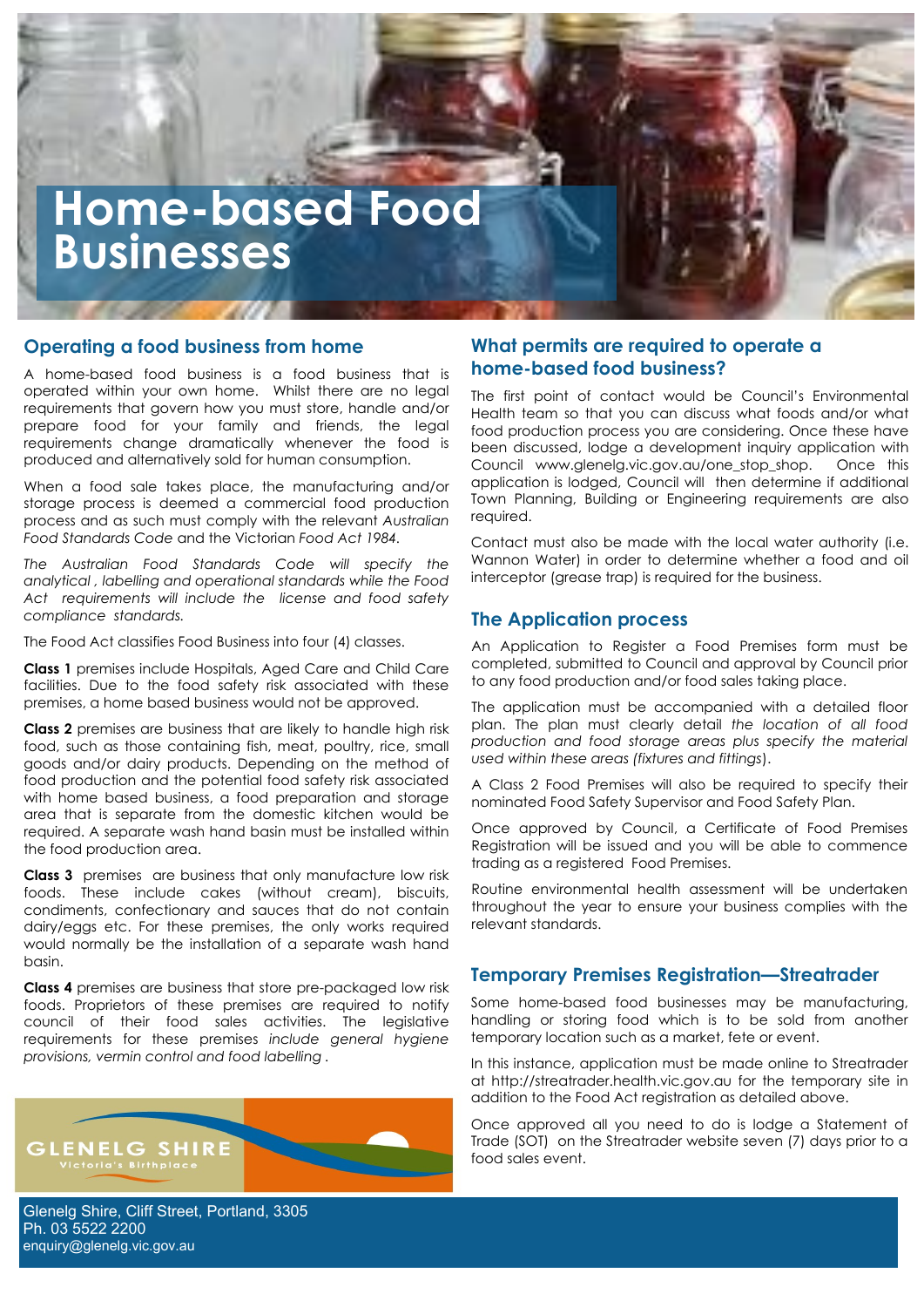# Home-based Food Businesses

## Operating a food business from home

A home-based food business is a food business that is operated within your own home. Whilst there are no legal requirements that govern how you must store, handle and/or prepare food for your family and friends, the legal requirements change dramatically whenever the food is produced and alternatively sold for human consumption.

When a food sale takes place, the manufacturing and/or storage process is deemed a commercial food production process and as such must comply with the relevant *Australian Food Standards Code* and the Victorian *Food Act 1984*.

*The Australian Food Standards Code will specify the analytical , labelling and operational standards while the Food Act requirements will include the license and food safety compliance standards.*

The Food Act classifies Food Business into four (4) classes.

**Class 1** premises include Hospitals, Aged Care and Child Care facilities. Due to the food safety risk associated with these premises, a home based business would not be approved.

**Class 2** premises are business that are likely to handle high risk food, such as those containing fish, meat, poultry, rice, small goods and/or dairy products. Depending on the method of food production and the potential food safety risk associated with home based business, a food preparation and storage area that is separate from the domestic kitchen would be required. A separate wash hand basin must be installed within the food production area.

**Class 3** premises are business that only manufacture low risk foods. These include cakes (without cream), biscuits, condiments, confectionary and sauces that do not contain dairy/eggs etc. For these premises, the only works required would normally be the installation of a separate wash hand basin.

**Class 4** premises are business that store pre-packaged low risk foods. Proprietors of these premises are required to notify council of their food sales activities. The legislative requirements for these premises *include general hygiene provisions, vermin control and food labelling* .

## What permits are required to operate a home-based food business?

The first point of contact would be Council's Environmental Health team so that you can discuss what foods and/or what food production process you are considering. Once these have been discussed, lodge a development inquiry application with Council www.glenelg.vic.gov.au/one_stop_shop. Once this application is lodged, Council will then determine if additional Town Planning, Building or Engineering requirements are also required.

Contact must also be made with the local water authority (i.e. Wannon Water) in order to determine whether a food and oil interceptor (grease trap) is required for the business.

## The Application process

An Application to Register a Food Premises form must be completed, submitted to Council and approval by Council prior to any food production and/or food sales taking place.

The application must be accompanied with a detailed floor plan. The plan must clearly detail *the location of all food production and food storage areas plus specify the material used within these areas (fixtures and fittings)*.

A Class 2 Food Premises will also be required to specify their nominated Food Safety Supervisor and Food Safety Plan.

Once approved by Council, a Certificate of Food Premises Registration will be issued and you will be able to commence trading as a registered Food Premises.

Routine environmental health assessment will be undertaken throughout the year to ensure your business complies with the relevant standards.

## Temporary Premises Registration—Streatrader

Some home-based food businesses may be manufacturing, handling or storing food which is to be sold from another temporary location such as a market, fete or event.

In this instance, application must be made online to Streatrader at http://streatrader.health.vic.gov.au for the temporary site in addition to the Food Act registration as detailed above.

Once approved all you need to do is lodge a Statement of Trade (SOT) on the Streatrader website seven (7) days prior to a food sales event.

GLENELG SHIRE
Victoria's Birthplace

Glenelg Shire, Cliff Street, Portland, 3305
Ph. 03 5522 2200
enquiry@glenelg.vic.gov.au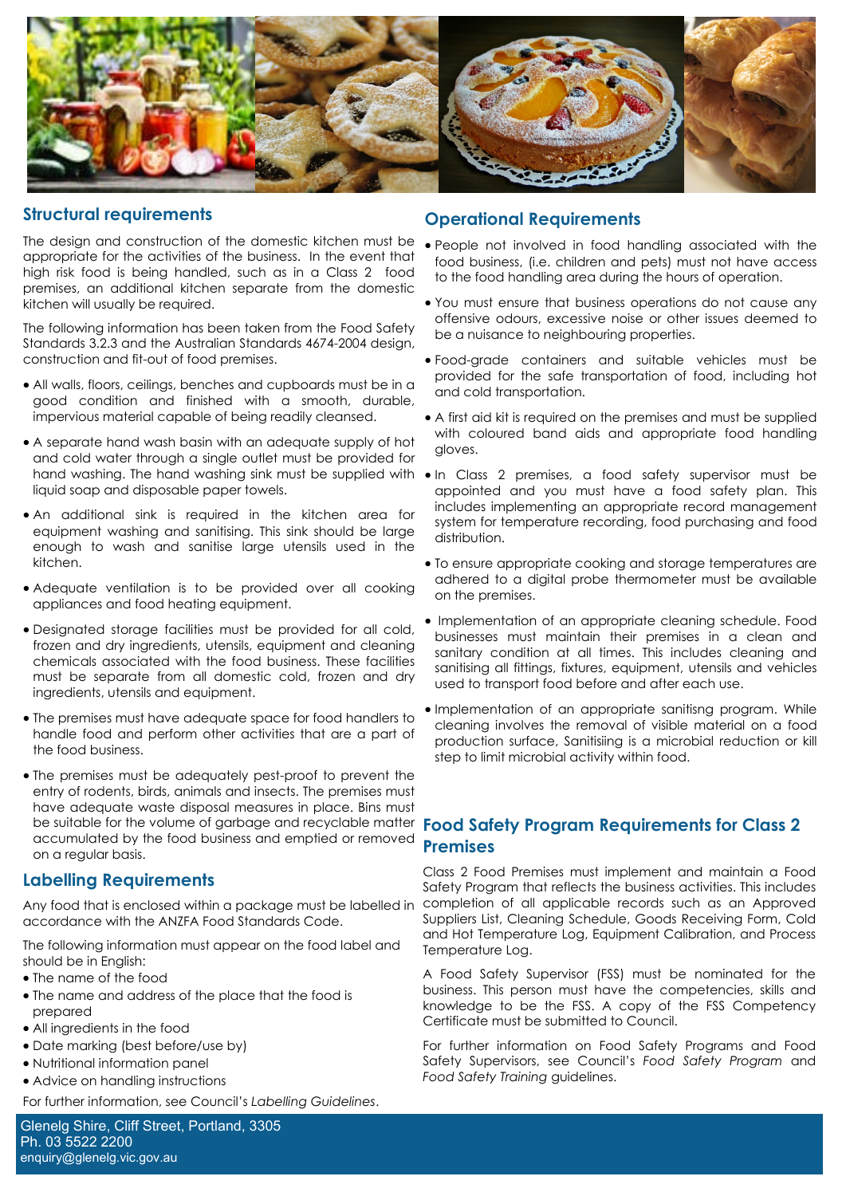## Structural requirements

The design and construction of the domestic kitchen must be appropriate for the activities of the business. In the event that high risk food is being handled, such as in a Class 2 food premises, an additional kitchen separate from the domestic kitchen will usually be required.

The following information has been taken from the Food Safety Standards 3.2.3 and the Australian Standards 4674-2004 design, construction and fit-out of food premises.

- All walls, floors, ceilings, benches and cupboards must be in a good condition and finished with a smooth, durable, impervious material capable of being readily cleansed.
- A separate hand wash basin with an adequate supply of hot and cold water through a single outlet must be provided for hand washing. The hand washing sink must be supplied with liquid soap and disposable paper towels.
- An additional sink is required in the kitchen area for equipment washing and sanitising. This sink should be large enough to wash and sanitise large utensils used in the kitchen.
- Adequate ventilation is to be provided over all cooking appliances and food heating equipment.
- Designated storage facilities must be provided for all cold, frozen and dry ingredients, utensils, equipment and cleaning chemicals associated with the food business. These facilities must be separate from all domestic cold, frozen and dry ingredients, utensils and equipment.
- The premises must have adequate space for food handlers to handle food and perform other activities that are a part of the food business.
- The premises must be adequately pest-proof to prevent the entry of rodents, birds, animals and insects. The premises must have adequate waste disposal measures in place. Bins must be suitable for the volume of garbage and recyclable matter accumulated by the food business and emptied or removed on a regular basis.

## Labelling Requirements

Any food that is enclosed within a package must be labelled in accordance with the ANZFA Food Standards Code.

The following information must appear on the food label and should be in English:

- The name of the food
- The name and address of the place that the food is prepared
- All ingredients in the food
- Date marking (best before/use by)
- Nutritional information panel
- Advice on handling instructions

For further information, see Council's *Labelling Guidelines*.

## Operational Requirements

- People not involved in food handling associated with the food business, (i.e. children and pets) must not have access to the food handling area during the hours of operation.
- You must ensure that business operations do not cause any offensive odours, excessive noise or other issues deemed to be a nuisance to neighbouring properties.
- Food-grade containers and suitable vehicles must be provided for the safe transportation of food, including hot and cold transportation.
- A first aid kit is required on the premises and must be supplied with coloured band aids and appropriate food handling gloves.
- In Class 2 premises, a food safety supervisor must be appointed and you must have a food safety plan. This includes implementing an appropriate record management system for temperature recording, food purchasing and food distribution.
- To ensure appropriate cooking and storage temperatures are adhered to a digital probe thermometer must be available on the premises.
- Implementation of an appropriate cleaning schedule. Food businesses must maintain their premises in a clean and sanitary condition at all times. This includes cleaning and sanitising all fittings, fixtures, equipment, utensils and vehicles used to transport food before and after each use.
- Implementation of an appropriate sanitisng program. While cleaning involves the removal of visible material on a food production surface, Sanitisiing is a microbial reduction or kill step to limit microbial activity within food.

## Food Safety Program Requirements for Class 2 Premises

Class 2 Food Premises must implement and maintain a Food Safety Program that reflects the business activities. This includes completion of all applicable records such as an Approved Suppliers List, Cleaning Schedule, Goods Receiving Form, Cold and Hot Temperature Log, Equipment Calibration, and Process Temperature Log.

A Food Safety Supervisor (FSS) must be nominated for the business. This person must have the competencies, skills and knowledge to be the FSS. A copy of the FSS Competency Certificate must be submitted to Council.

For further information on Food Safety Programs and Food Safety Supervisors, see Council's *Food Safety Program* and *Food Safety Training* guidelines.

Glenelg Shire, Cliff Street, Portland, 3305
Ph. 03 5522 2200
enquiry@glenelg.vic.gov.au